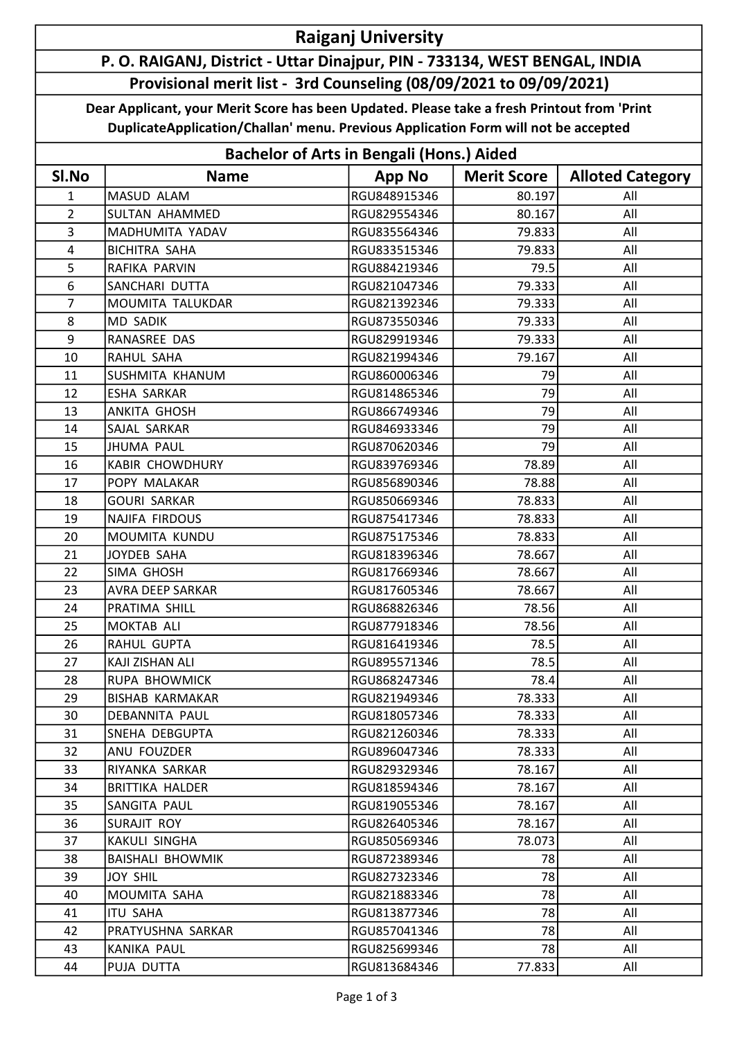# Raiganj University

## P. O. RAIGANJ, District - Uttar Dinajpur, PIN - 733134, WEST BENGAL, INDIA

### Provisional merit list - 3rd Counseling (08/09/2021 to 09/09/2021)

**Dear Applicant, your Merit Score has been Updated. Please take a fresh Printout from 'Print DuplicateApplication/Challan' menu. Previous Application Form will not be accepted**

### Bachelor of Arts in Bengali (Hons.) Aided

| Sl.No | Name | App No | Merit Score | Alloted Category |
|---|---|---|---|---|
| 1 | MASUD ALAM | RGU848915346 | 80.197 | All |
| 2 | SULTAN AHAMMED | RGU829554346 | 80.167 | All |
| 3 | MADHUMITA YADAV | RGU835564346 | 79.833 | All |
| 4 | BICHITRA SAHA | RGU833515346 | 79.833 | All |
| 5 | RAFIKA PARVIN | RGU884219346 | 79.5 | All |
| 6 | SANCHARI DUTTA | RGU821047346 | 79.333 | All |
| 7 | MOUMITA TALUKDAR | RGU821392346 | 79.333 | All |
| 8 | MD SADIK | RGU873550346 | 79.333 | All |
| 9 | RANASREE DAS | RGU829919346 | 79.333 | All |
| 10 | RAHUL SAHA | RGU821994346 | 79.167 | All |
| 11 | SUSHMITA KHANUM | RGU860006346 | 79 | All |
| 12 | ESHA SARKAR | RGU814865346 | 79 | All |
| 13 | ANKITA GHOSH | RGU866749346 | 79 | All |
| 14 | SAJAL SARKAR | RGU846933346 | 79 | All |
| 15 | JHUMA PAUL | RGU870620346 | 79 | All |
| 16 | KABIR CHOWDHURY | RGU839769346 | 78.89 | All |
| 17 | POPY MALAKAR | RGU856890346 | 78.88 | All |
| 18 | GOURI SARKAR | RGU850669346 | 78.833 | All |
| 19 | NAJIFA FIRDOUS | RGU875417346 | 78.833 | All |
| 20 | MOUMITA KUNDU | RGU875175346 | 78.833 | All |
| 21 | JOYDEB SAHA | RGU818396346 | 78.667 | All |
| 22 | SIMA GHOSH | RGU817669346 | 78.667 | All |
| 23 | AVRA DEEP SARKAR | RGU817605346 | 78.667 | All |
| 24 | PRATIMA SHILL | RGU868826346 | 78.56 | All |
| 25 | MOKTAB ALI | RGU877918346 | 78.56 | All |
| 26 | RAHUL GUPTA | RGU816419346 | 78.5 | All |
| 27 | KAJI ZISHAN ALI | RGU895571346 | 78.5 | All |
| 28 | RUPA BHOWMICK | RGU868247346 | 78.4 | All |
| 29 | BISHAB KARMAKAR | RGU821949346 | 78.333 | All |
| 30 | DEBANNITA PAUL | RGU818057346 | 78.333 | All |
| 31 | SNEHA DEBGUPTA | RGU821260346 | 78.333 | All |
| 32 | ANU FOUZDER | RGU896047346 | 78.333 | All |
| 33 | RIYANKA SARKAR | RGU829329346 | 78.167 | All |
| 34 | BRITTIKA HALDER | RGU818594346 | 78.167 | All |
| 35 | SANGITA PAUL | RGU819055346 | 78.167 | All |
| 36 | SURAJIT ROY | RGU826405346 | 78.167 | All |
| 37 | KAKULI SINGHA | RGU850569346 | 78.073 | All |
| 38 | BAISHALI BHOWMIK | RGU872389346 | 78 | All |
| 39 | JOY SHIL | RGU827323346 | 78 | All |
| 40 | MOUMITA SAHA | RGU821883346 | 78 | All |
| 41 | ITU SAHA | RGU813877346 | 78 | All |
| 42 | PRATYUSHNA SARKAR | RGU857041346 | 78 | All |
| 43 | KANIKA PAUL | RGU825699346 | 78 | All |
| 44 | PUJA DUTTA | RGU813684346 | 77.833 | All |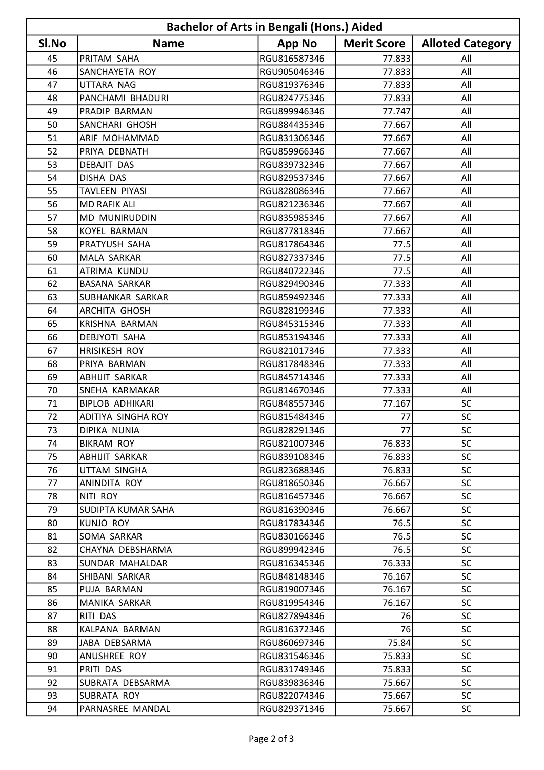| Bachelor of Arts in Bengali (Hons.) Aided | | | | |
|---|---|---|---|---|
| Sl.No | Name | App No | Merit Score | Alloted Category |
| 45 | PRITAM SAHA | RGU816587346 | 77.833 | All |
| 46 | SANCHAYETA ROY | RGU905046346 | 77.833 | All |
| 47 | UTTARA NAG | RGU819376346 | 77.833 | All |
| 48 | PANCHAMI BHADURI | RGU824775346 | 77.833 | All |
| 49 | PRADIP BARMAN | RGU899946346 | 77.747 | All |
| 50 | SANCHARI GHOSH | RGU884435346 | 77.667 | All |
| 51 | ARIF MOHAMMAD | RGU831306346 | 77.667 | All |
| 52 | PRIYA DEBNATH | RGU859966346 | 77.667 | All |
| 53 | DEBAJIT DAS | RGU839732346 | 77.667 | All |
| 54 | DISHA DAS | RGU829537346 | 77.667 | All |
| 55 | TAVLEEN PIYASI | RGU828086346 | 77.667 | All |
| 56 | MD RAFIK ALI | RGU821236346 | 77.667 | All |
| 57 | MD MUNIRUDDIN | RGU835985346 | 77.667 | All |
| 58 | KOYEL BARMAN | RGU877818346 | 77.667 | All |
| 59 | PRATYUSH SAHA | RGU817864346 | 77.5 | All |
| 60 | MALA SARKAR | RGU827337346 | 77.5 | All |
| 61 | ATRIMA KUNDU | RGU840722346 | 77.5 | All |
| 62 | BASANA SARKAR | RGU829490346 | 77.333 | All |
| 63 | SUBHANKAR SARKAR | RGU859492346 | 77.333 | All |
| 64 | ARCHITA GHOSH | RGU828199346 | 77.333 | All |
| 65 | KRISHNA BARMAN | RGU845315346 | 77.333 | All |
| 66 | DEBJYOTI SAHA | RGU853194346 | 77.333 | All |
| 67 | HRISIKESH ROY | RGU821017346 | 77.333 | All |
| 68 | PRIYA BARMAN | RGU817848346 | 77.333 | All |
| 69 | ABHIJIT SARKAR | RGU845714346 | 77.333 | All |
| 70 | SNEHA KARMAKAR | RGU814670346 | 77.333 | All |
| 71 | BIPLOB ADHIKARI | RGU848557346 | 77.167 | SC |
| 72 | ADITIYA SINGHA ROY | RGU815484346 | 77 | SC |
| 73 | DIPIKA NUNIA | RGU828291346 | 77 | SC |
| 74 | BIKRAM ROY | RGU821007346 | 76.833 | SC |
| 75 | ABHIJIT SARKAR | RGU839108346 | 76.833 | SC |
| 76 | UTTAM SINGHA | RGU823688346 | 76.833 | SC |
| 77 | ANINDITA ROY | RGU818650346 | 76.667 | SC |
| 78 | NITI ROY | RGU816457346 | 76.667 | SC |
| 79 | SUDIPTA KUMAR SAHA | RGU816390346 | 76.667 | SC |
| 80 | KUNJO ROY | RGU817834346 | 76.5 | SC |
| 81 | SOMA SARKAR | RGU830166346 | 76.5 | SC |
| 82 | CHAYNA DEBSHARMA | RGU899942346 | 76.5 | SC |
| 83 | SUNDAR MAHALDAR | RGU816345346 | 76.333 | SC |
| 84 | SHIBANI SARKAR | RGU848148346 | 76.167 | SC |
| 85 | PUJA BARMAN | RGU819007346 | 76.167 | SC |
| 86 | MANIKA SARKAR | RGU819954346 | 76.167 | SC |
| 87 | RITI DAS | RGU827894346 | 76 | SC |
| 88 | KALPANA BARMAN | RGU816372346 | 76 | SC |
| 89 | JABA DEBSARMA | RGU860697346 | 75.84 | SC |
| 90 | ANUSHREE ROY | RGU831546346 | 75.833 | SC |
| 91 | PRITI DAS | RGU831749346 | 75.833 | SC |
| 92 | SUBRATA DEBSARMA | RGU839836346 | 75.667 | SC |
| 93 | SUBRATA ROY | RGU822074346 | 75.667 | SC |
| 94 | PARNASREE MANDAL | RGU829371346 | 75.667 | SC |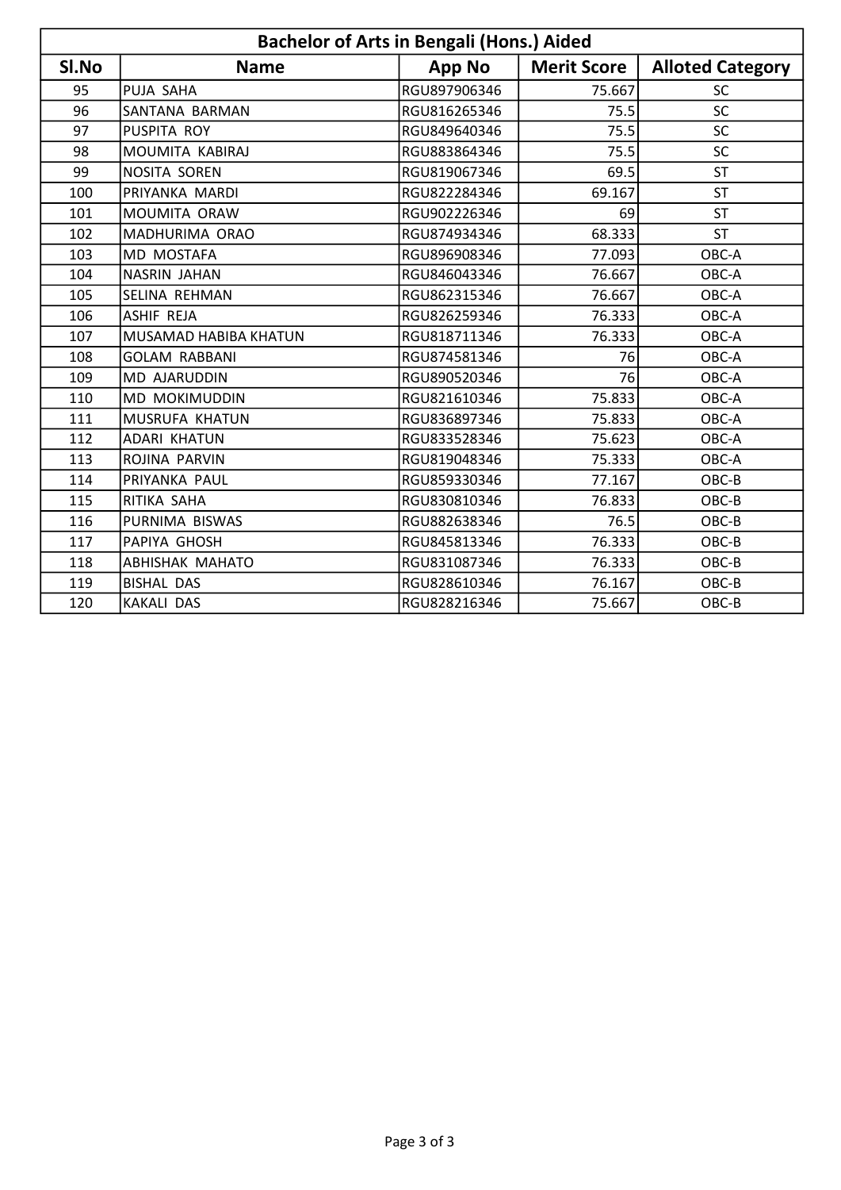| Bachelor of Arts in Bengali (Hons.) Aided | | | | |
|---|---|---|---|---|
| Sl.No | Name | App No | Merit Score | Alloted Category |
| 95 | PUJA SAHA | RGU897906346 | 75.667 | SC |
| 96 | SANTANA BARMAN | RGU816265346 | 75.5 | SC |
| 97 | PUSPITA ROY | RGU849640346 | 75.5 | SC |
| 98 | MOUMITA KABIRAJ | RGU883864346 | 75.5 | SC |
| 99 | NOSITA SOREN | RGU819067346 | 69.5 | ST |
| 100 | PRIYANKA MARDI | RGU822284346 | 69.167 | ST |
| 101 | MOUMITA ORAW | RGU902226346 | 69 | ST |
| 102 | MADHURIMA ORAO | RGU874934346 | 68.333 | ST |
| 103 | MD MOSTAFA | RGU896908346 | 77.093 | OBC-A |
| 104 | NASRIN JAHAN | RGU846043346 | 76.667 | OBC-A |
| 105 | SELINA REHMAN | RGU862315346 | 76.667 | OBC-A |
| 106 | ASHIF REJA | RGU826259346 | 76.333 | OBC-A |
| 107 | MUSAMAD HABIBA KHATUN | RGU818711346 | 76.333 | OBC-A |
| 108 | GOLAM RABBANI | RGU874581346 | 76 | OBC-A |
| 109 | MD AJARUDDIN | RGU890520346 | 76 | OBC-A |
| 110 | MD MOKIMUDDIN | RGU821610346 | 75.833 | OBC-A |
| 111 | MUSRUFA KHATUN | RGU836897346 | 75.833 | OBC-A |
| 112 | ADARI KHATUN | RGU833528346 | 75.623 | OBC-A |
| 113 | ROJINA PARVIN | RGU819048346 | 75.333 | OBC-A |
| 114 | PRIYANKA PAUL | RGU859330346 | 77.167 | OBC-B |
| 115 | RITIKA SAHA | RGU830810346 | 76.833 | OBC-B |
| 116 | PURNIMA BISWAS | RGU882638346 | 76.5 | OBC-B |
| 117 | PAPIYA GHOSH | RGU845813346 | 76.333 | OBC-B |
| 118 | ABHISHAK MAHATO | RGU831087346 | 76.333 | OBC-B |
| 119 | BISHAL DAS | RGU828610346 | 76.167 | OBC-B |
| 120 | KAKALI DAS | RGU828216346 | 75.667 | OBC-B |